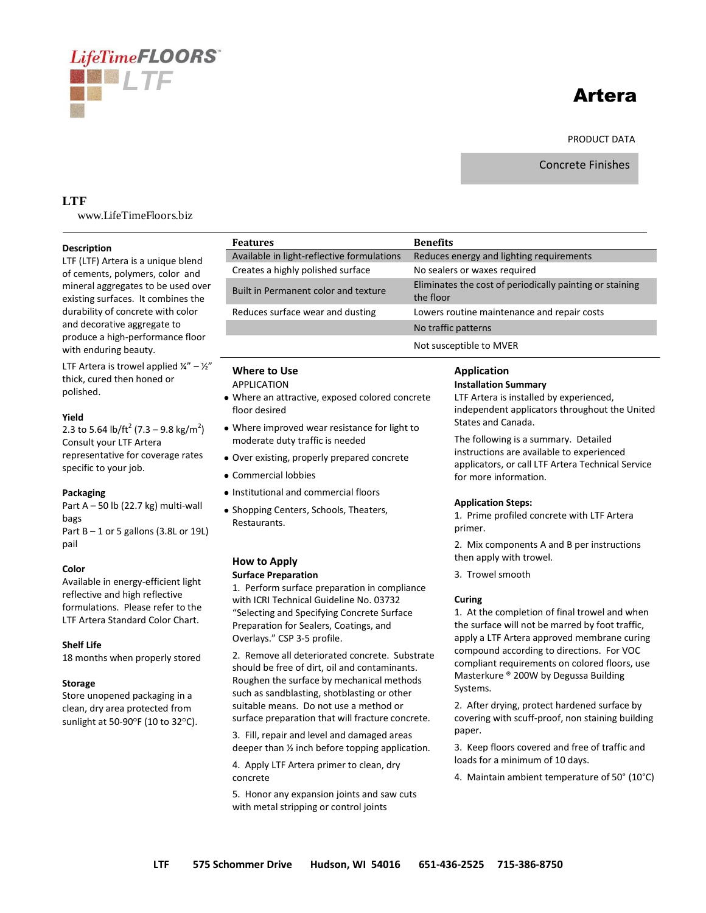LifeTimeFLOORS™ LTF

# Artera

PRODUCT DATA

Concrete Finishes

**LTF**

www.LifeTimeFloors.biz

| **Features** | **Benefits** |
|---|---|
| Available in light-reflective formulations | Reduces energy and lighting requirements |
| Creates a highly polished surface | No sealers or waxes required |
| Built in Permanent color and texture | Eliminates the cost of periodically painting or staining the floor |
| Reduces surface wear and dusting | Lowers routine maintenance and repair costs |
| | No traffic patterns |
| | Not susceptible to MVER |

### Description

LTF (LTF) Artera is a unique blend of cements, polymers, color and mineral aggregates to be used over existing surfaces. It combines the durability of concrete with color and decorative aggregate to produce a high-performance floor with enduring beauty.

LTF Artera is trowel applied ¼" – ½" thick, cured then honed or polished.

### Yield

2.3 to 5.64 lb/ft$^2$ (7.3 – 9.8 kg/m$^2$)
Consult your LTF Artera representative for coverage rates specific to your job.

### Packaging

Part A – 50 lb (22.7 kg) multi-wall bags
Part B – 1 or 5 gallons (3.8L or 19L) pail

### Color

Available in energy-efficient light reflective and high reflective formulations. Please refer to the LTF Artera Standard Color Chart.

### Shelf Life

18 months when properly stored

### Storage

Store unopened packaging in a clean, dry area protected from sunlight at 50-90°F (10 to 32°C).

## Where to Use

APPLICATION

- Where an attractive, exposed colored concrete floor desired
- Where improved wear resistance for light to moderate duty traffic is needed
- Over existing, properly prepared concrete
- Commercial lobbies
- Institutional and commercial floors
- Shopping Centers, Schools, Theaters, Restaurants.

## How to Apply

**Surface Preparation**

1. Perform surface preparation in compliance with ICRI Technical Guideline No. 03732 "Selecting and Specifying Concrete Surface Preparation for Sealers, Coatings, and Overlays." CSP 3-5 profile.

2. Remove all deteriorated concrete. Substrate should be free of dirt, oil and contaminants. Roughen the surface by mechanical methods such as sandblasting, shotblasting or other suitable means. Do not use a method or surface preparation that will fracture concrete.

3. Fill, repair and level and damaged areas deeper than ½ inch before topping application.

4. Apply LTF Artera primer to clean, dry concrete

5. Honor any expansion joints and saw cuts with metal stripping or control joints

## Application

**Installation Summary**

LTF Artera is installed by experienced, independent applicators throughout the United States and Canada.

The following is a summary. Detailed instructions are available to experienced applicators, or call LTF Artera Technical Service for more information.

**Application Steps:**

1. Prime profiled concrete with LTF Artera primer.

2. Mix components A and B per instructions then apply with trowel.

3. Trowel smooth

**Curing**

1. At the completion of final trowel and when the surface will not be marred by foot traffic, apply a LTF Artera approved membrane curing compound according to directions. For VOC compliant requirements on colored floors, use Masterkure ® 200W by Degussa Building Systems.

2. After drying, protect hardened surface by covering with scuff-proof, non staining building paper.

3. Keep floors covered and free of traffic and loads for a minimum of 10 days.

4. Maintain ambient temperature of 50° (10°C)

**LTF 575 Schommer Drive Hudson, WI 54016 651-436-2525 715-386-8750**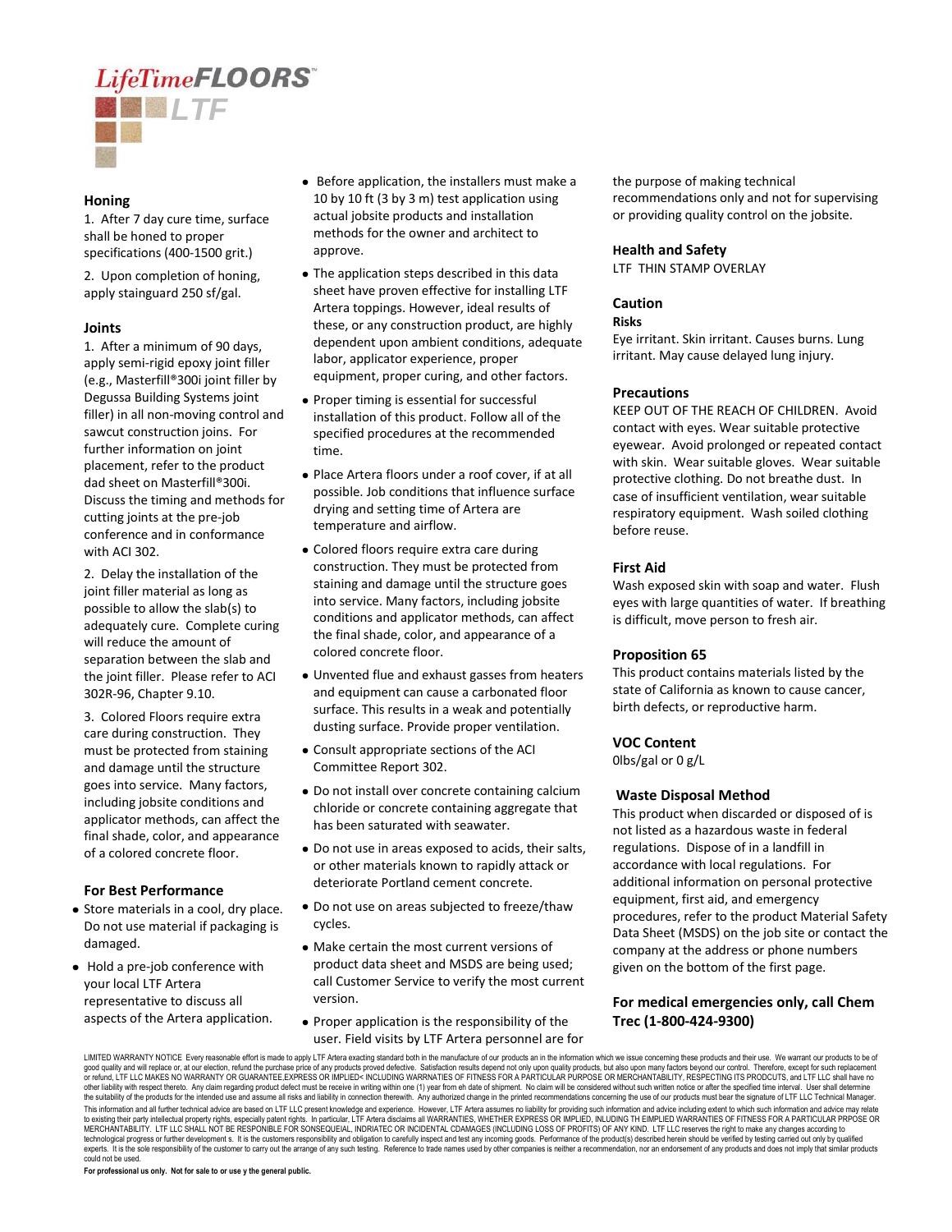LifeTimeFLOORS™ LTF

## Honing

1. After 7 day cure time, surface shall be honed to proper specifications (400-1500 grit.)

2. Upon completion of honing, apply stainguard 250 sf/gal.

## Joints

1. After a minimum of 90 days, apply semi-rigid epoxy joint filler (e.g., Masterfill®300i joint filler by Degussa Building Systems joint filler) in all non-moving control and sawcut construction joins. For further information on joint placement, refer to the product dad sheet on Masterfill®300i. Discuss the timing and methods for cutting joints at the pre-job conference and in conformance with ACI 302.

2. Delay the installation of the joint filler material as long as possible to allow the slab(s) to adequately cure. Complete curing will reduce the amount of separation between the slab and the joint filler. Please refer to ACI 302R-96, Chapter 9.10.

3. Colored Floors require extra care during construction. They must be protected from staining and damage until the structure goes into service. Many factors, including jobsite conditions and applicator methods, can affect the final shade, color, and appearance of a colored concrete floor.

## For Best Performance

- Store materials in a cool, dry place. Do not use material if packaging is damaged.
- Hold a pre-job conference with your local LTF Artera representative to discuss all aspects of the Artera application.
- Before application, the installers must make a 10 by 10 ft (3 by 3 m) test application using actual jobsite products and installation methods for the owner and architect to approve.
- The application steps described in this data sheet have proven effective for installing LTF Artera toppings. However, ideal results of these, or any construction product, are highly dependent upon ambient conditions, adequate labor, applicator experience, proper equipment, proper curing, and other factors.
- Proper timing is essential for successful installation of this product. Follow all of the specified procedures at the recommended time.
- Place Artera floors under a roof cover, if at all possible. Job conditions that influence surface drying and setting time of Artera are temperature and airflow.
- Colored floors require extra care during construction. They must be protected from staining and damage until the structure goes into service. Many factors, including jobsite conditions and applicator methods, can affect the final shade, color, and appearance of a colored concrete floor.
- Unvented flue and exhaust gasses from heaters and equipment can cause a carbonated floor surface. This results in a weak and potentially dusting surface. Provide proper ventilation.
- Consult appropriate sections of the ACI Committee Report 302.
- Do not install over concrete containing calcium chloride or concrete containing aggregate that has been saturated with seawater.
- Do not use in areas exposed to acids, their salts, or other materials known to rapidly attack or deteriorate Portland cement concrete.
- Do not use on areas subjected to freeze/thaw cycles.
- Make certain the most current versions of product data sheet and MSDS are being used; call Customer Service to verify the most current version.
- Proper application is the responsibility of the user. Field visits by LTF Artera personnel are for the purpose of making technical recommendations only and not for supervising or providing quality control on the jobsite.

## Health and Safety

LTF THIN STAMP OVERLAY

## Caution

**Risks**

Eye irritant. Skin irritant. Causes burns. Lung irritant. May cause delayed lung injury.

## Precautions

KEEP OUT OF THE REACH OF CHILDREN. Avoid contact with eyes. Wear suitable protective eyewear. Avoid prolonged or repeated contact with skin. Wear suitable gloves. Wear suitable protective clothing. Do not breathe dust. In case of insufficient ventilation, wear suitable respiratory equipment. Wash soiled clothing before reuse.

## First Aid

Wash exposed skin with soap and water. Flush eyes with large quantities of water. If breathing is difficult, move person to fresh air.

## Proposition 65

This product contains materials listed by the state of California as known to cause cancer, birth defects, or reproductive harm.

## VOC Content

0lbs/gal or 0 g/L

## Waste Disposal Method

This product when discarded or disposed of is not listed as a hazardous waste in federal regulations. Dispose of in a landfill in accordance with local regulations. For additional information on personal protective equipment, first aid, and emergency procedures, refer to the product Material Safety Data Sheet (MSDS) on the job site or contact the company at the address or phone numbers given on the bottom of the first page.

## For medical emergencies only, call Chem Trec (1-800-424-9300)

LIMITED WARRANTY NOTICE Every reasonable effort is made to apply LTF Artera exacting standard both in the manufacture of our products an in the information which we issue concerning these products and their use. We warrant our products to be of good quality and will replace or, at our election, refund the purchase price of any products proved defective. Satisfaction results depend not only upon quality products, but also upon many factors beyond our control. Therefore, except for such replacement or refund, LTF LLC MAKES NO WARRANTY OR GUARANTEE,EXPRESS OR IMPLIED< INCLUDING WARRNATIES OF FITNESS FOR A PARTICULAR PURPOSE OR MERCHANTABILITY, RESPECTING ITS PRODCUTS, and LTF LLC shall have no other liability with respect thereto. Any claim regarding product defect must be receive in writing within one (1) year from eh date of shipment. No claim will be considered without such written notice or after the specified time interval. User shall determine the suitability of the products for the intended use and assume all risks and liability in connection therewith. Any authorized change in the printed recommendations concerning the use of our products must bear the signature of LTF LLC Technical Manager.

This information and all further technical advice are based on LTF LLC present knowledge and experience. However, LTF Artera assumes no liability for providing such information and advice including extent to which such information and advice may relate to existing their party intellectual property rights, especially patent rights. In particular, LTF Artera disclaims all WARRANTIES, WHETHER EXPRESS OR IMPLIED, INLUDING TH EIMPLIED WARRANTIES OF FITNESS FOR A PARTICULAR PRPOSE OR MERCHANTABILITY. LTF LLC SHALL NOT BE RESPONIBLE FOR SONSEQUEIAL, INDRIATEC OR INCIDENTAL CDAMAGES (INCLUDING LOSS OF PROFITS) OF ANY KIND. LTF LLC reserves the right to make any changes according to technological progress or further development s. It is the customers responsibility and obligation to carefully inspect and test any incoming goods. Performance of the product(s) described herein should be verified by testing carried out only by qualified experts. It is the sole responsibility of the customer to carry out the arrange of any such testing. Reference to trade names used by other companies is neither a recommendation, nor an endorsement of any products and does not imply that similar products could not be used.

**For professional us only. Not for sale to or use y the general public.**